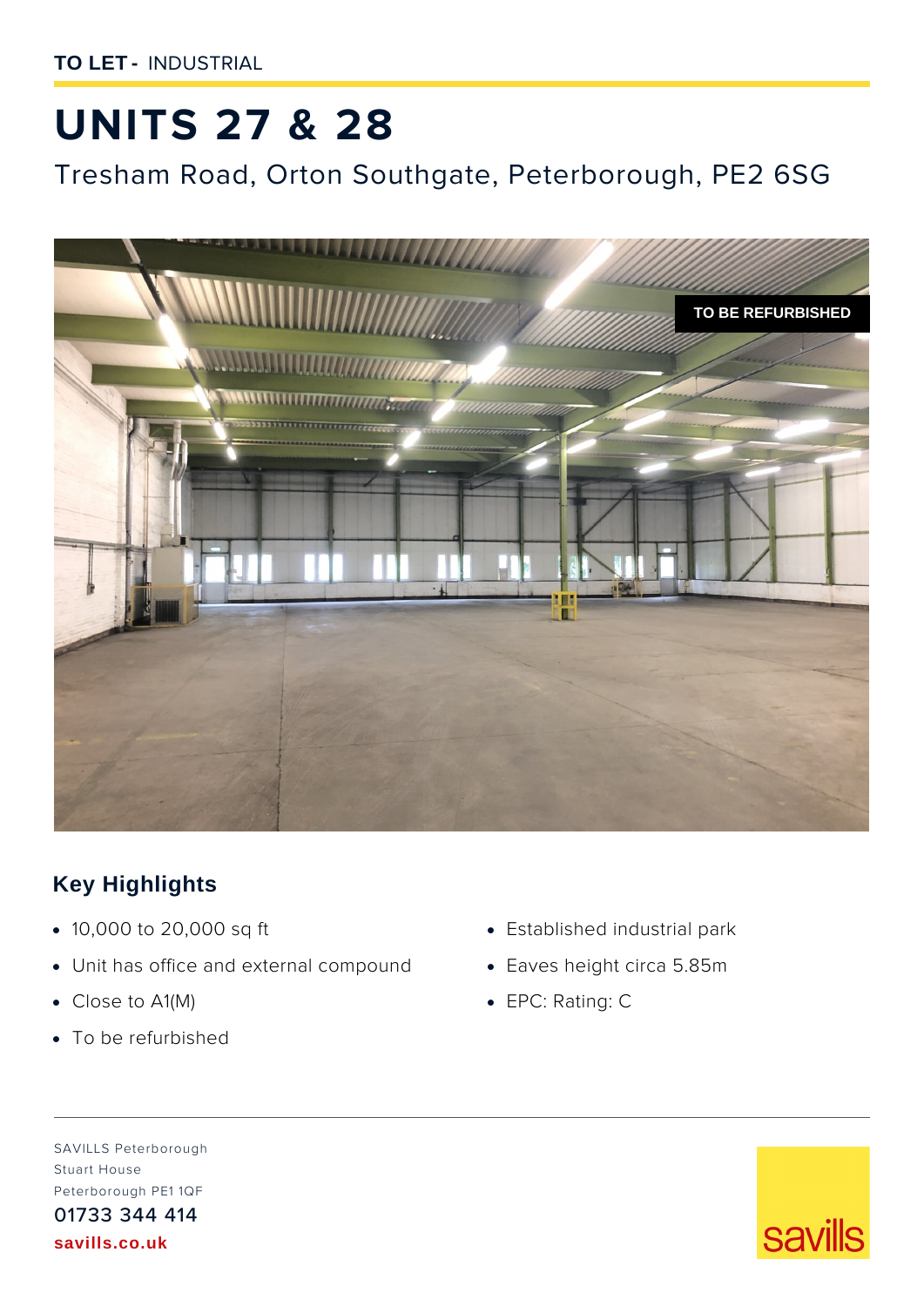**TO LET -** INDUSTRIAL

# UNITS 27 & 28

## Tresham Road, Orton Southgate, Peterborough, PE2 6SG

TO BE REFURBISHED

## Key Highlights

- 10,000 to 20,000 sq ft
- Unit has office and external compound
- Close to A1(M)
- To be refurbished
- Established industrial park
- Eaves height circa 5.85m
- EPC: Rating: C

SAVILLS Peterborough
Stuart House
Peterborough PE1 1QF
01733 344 414
**savills.co.uk**

savills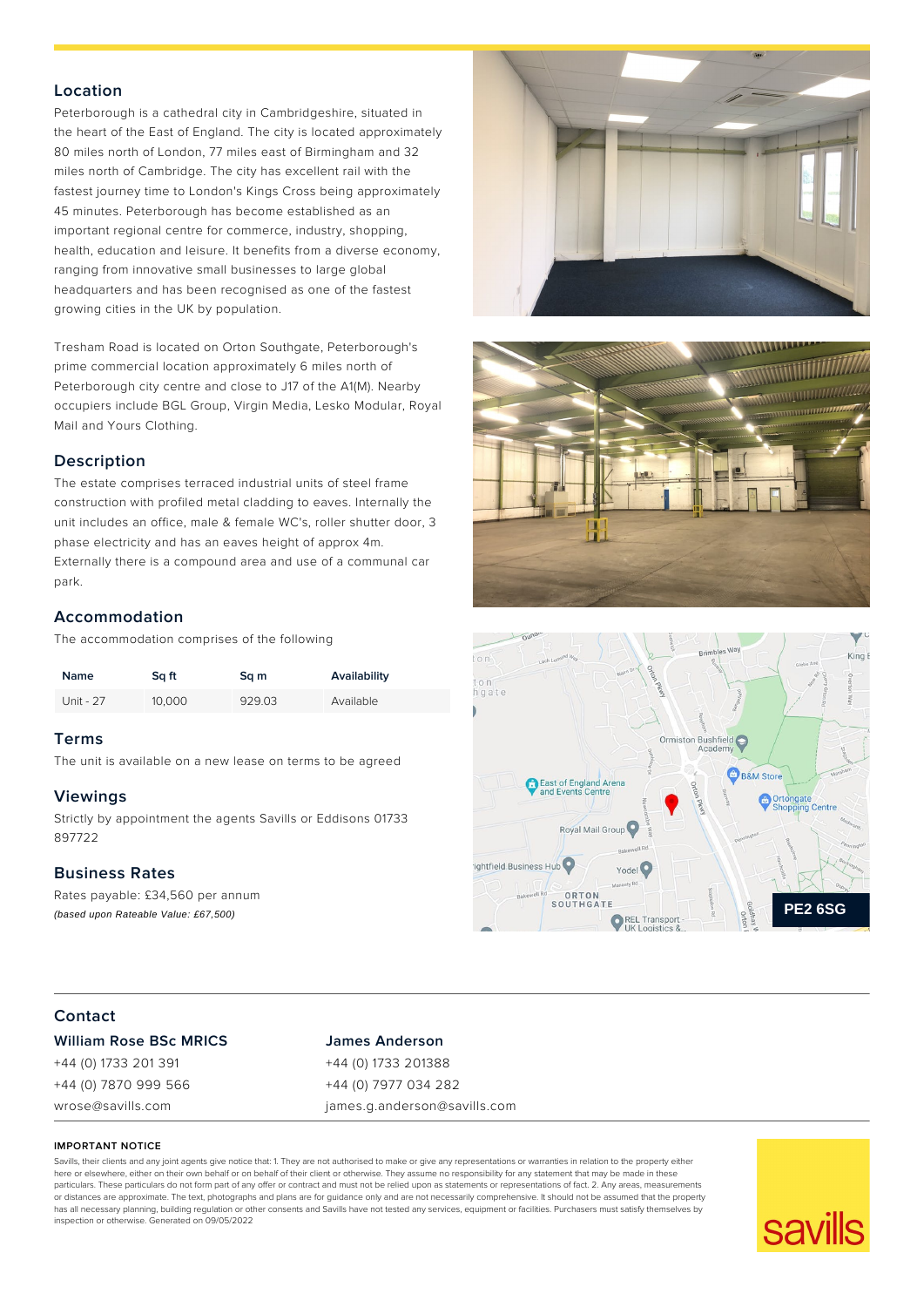## Location

Peterborough is a cathedral city in Cambridgeshire, situated in the heart of the East of England. The city is located approximately 80 miles north of London, 77 miles east of Birmingham and 32 miles north of Cambridge. The city has excellent rail with the fastest journey time to London's Kings Cross being approximately 45 minutes. Peterborough has become established as an important regional centre for commerce, industry, shopping, health, education and leisure. It benefits from a diverse economy, ranging from innovative small businesses to large global headquarters and has been recognised as one of the fastest growing cities in the UK by population.

Tresham Road is located on Orton Southgate, Peterborough's prime commercial location approximately 6 miles north of Peterborough city centre and close to J17 of the A1(M). Nearby occupiers include BGL Group, Virgin Media, Lesko Modular, Royal Mail and Yours Clothing.

## Description

The estate comprises terraced industrial units of steel frame construction with profiled metal cladding to eaves. Internally the unit includes an office, male & female WC's, roller shutter door, 3 phase electricity and has an eaves height of approx 4m. Externally there is a compound area and use of a communal car park.

## Accommodation

The accommodation comprises of the following

| Name | Sq ft | Sq m | Availability |
|---|---|---|---|
| Unit - 27 | 10,000 | 929.03 | Available |

## Terms

The unit is available on a new lease on terms to be agreed

## Viewings

Strictly by appointment the agents Savills or Eddisons 01733 897722

## Business Rates

Rates payable: £34,560 per annum

*(based upon Rateable Value: £67,500)*

PE2 6SG

## Contact

**William Rose BSc MRICS**
+44 (0) 1733 201 391
+44 (0) 7870 999 566
wrose@savills.com

**James Anderson**
+44 (0) 1733 201388
+44 (0) 7977 034 282
james.g.anderson@savills.com

#### IMPORTANT NOTICE

Savills, their clients and any joint agents give notice that: 1. They are not authorised to make or give any representations or warranties in relation to the property either here or elsewhere, either on their own behalf or on behalf of their client or otherwise. They assume no responsibility for any statement that may be made in these particulars. These particulars do not form part of any offer or contract and must not be relied upon as statements or representations of fact. 2. Any areas, measurements or distances are approximate. The text, photographs and plans are for guidance only and are not necessarily comprehensive. It should not be assumed that the property has all necessary planning, building regulation or other consents and Savills have not tested any services, equipment or facilities. Purchasers must satisfy themselves by inspection or otherwise. Generated on 09/05/2022